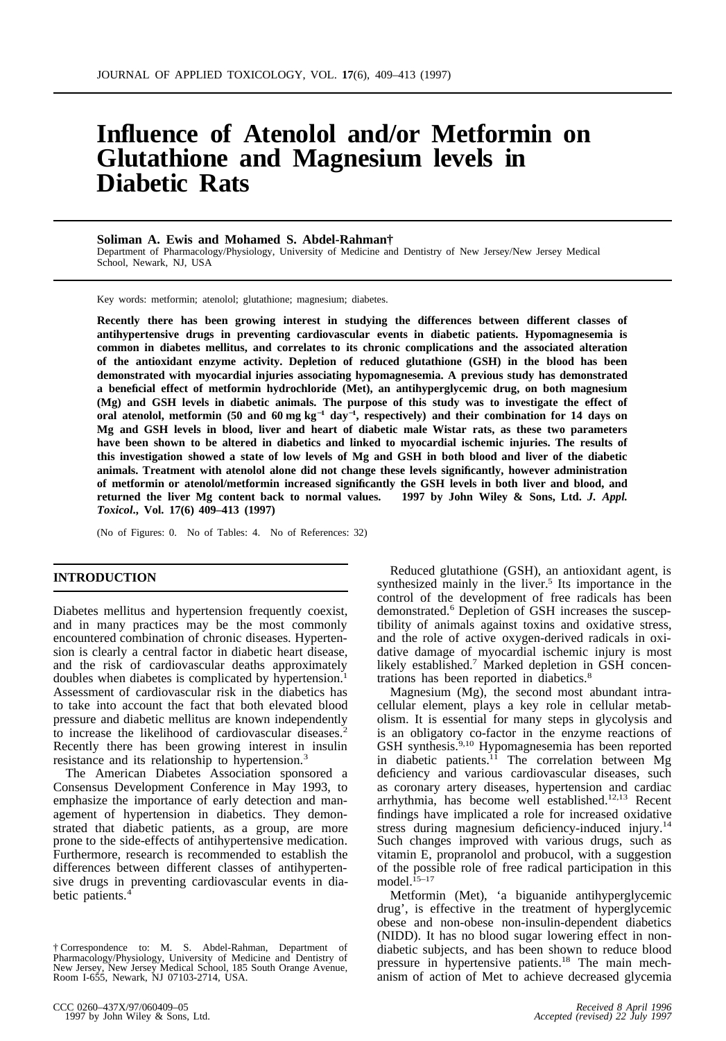# Influence of Atenolol and/or Metformin on Glutathione and Magnesium levels in Diabetic Rats

**Soliman A. Ewis and Mohamed S. Abdel-Rahman†**

Department of Pharmacology/Physiology, University of Medicine and Dentistry of New Jersey/New Jersey Medical School, Newark, NJ, USA

Key words: metformin; atenolol; glutathione; magnesium; diabetes.

**Recently there has been growing interest in studying the differences between different classes of antihypertensive drugs in preventing cardiovascular events in diabetic patients. Hypomagnesemia is common in diabetes mellitus, and correlates to its chronic complications and the associated alteration of the antioxidant enzyme activity. Depletion of reduced glutathione (GSH) in the blood has been demonstrated with myocardial injuries associating hypomagnesemia. A previous study has demonstrated a beneficial effect of metformin hydrochloride (Met), an antihyperglycemic drug, on both magnesium (Mg) and GSH levels in diabetic animals. The purpose of this study was to investigate the effect of oral atenolol, metformin (50 and 60 mg $kg^{-1}$ $day^{-1}$, respectively) and their combination for 14 days on Mg and GSH levels in blood, liver and heart of diabetic male Wistar rats, as these two parameters have been shown to be altered in diabetics and linked to myocardial ischemic injuries. The results of this investigation showed a state of low levels of Mg and GSH in both blood and liver of the diabetic animals. Treatment with atenolol alone did not change these levels significantly, however administration of metformin or atenolol/metformin increased significantly the GSH levels in both liver and blood, and returned the liver Mg content back to normal values. 1997 by John Wiley & Sons, Ltd. *J. Appl. Toxicol.*, Vol. 17(6) 409–413 (1997)**

(No of Figures: 0. No of Tables: 4. No of References: 32)

## INTRODUCTION

Diabetes mellitus and hypertension frequently coexist, and in many practices may be the most commonly encountered combination of chronic diseases. Hypertension is clearly a central factor in diabetic heart disease, and the risk of cardiovascular deaths approximately doubles when diabetes is complicated by hypertension.[1] Assessment of cardiovascular risk in the diabetics has to take into account the fact that both elevated blood pressure and diabetic mellitus are known independently to increase the likelihood of cardiovascular diseases.[2] Recently there has been growing interest in insulin resistance and its relationship to hypertension.[3]

The American Diabetes Association sponsored a Consensus Development Conference in May 1993, to emphasize the importance of early detection and management of hypertension in diabetics. They demonstrated that diabetic patients, as a group, are more prone to the side-effects of antihypertensive medication. Furthermore, research is recommended to establish the differences between different classes of antihypertensive drugs in preventing cardiovascular events in diabetic patients.[4]

Reduced glutathione (GSH), an antioxidant agent, is synthesized mainly in the liver.[5] Its importance in the control of the development of free radicals has been demonstrated.[6] Depletion of GSH increases the susceptibility of animals against toxins and oxidative stress, and the role of active oxygen-derived radicals in oxidative damage of myocardial ischemic injury is most likely established.[7] Marked depletion in GSH concentrations has been reported in diabetics.[8]

Magnesium (Mg), the second most abundant intracellular element, plays a key role in cellular metabolism. It is essential for many steps in glycolysis and is an obligatory co-factor in the enzyme reactions of GSH synthesis.[9,10] Hypomagnesemia has been reported in diabetic patients.[11] The correlation between Mg deficiency and various cardiovascular diseases, such as coronary artery diseases, hypertension and cardiac arrhythmia, has become well established.[12,13] Recent findings have implicated a role for increased oxidative stress during magnesium deficiency-induced injury.[14] Such changes improved with various drugs, such as vitamin E, propranolol and probucol, with a suggestion of the possible role of free radical participation in this model.[15–17]

Metformin (Met), 'a biguanide antihyperglycemic drug', is effective in the treatment of hyperglycemic obese and non-obese non-insulin-dependent diabetics (NIDD). It has no blood sugar lowering effect in non-diabetic subjects, and has been shown to reduce blood pressure in hypertensive patients.[18] The main mechanism of action of Met to achieve decreased glycemia

† Correspondence to: M. S. Abdel-Rahman, Department of Pharmacology/Physiology, University of Medicine and Dentistry of New Jersey, New Jersey Medical School, 185 South Orange Avenue, Room I-655, Newark, NJ 07103-2714, USA.

CCC 0260–437X/97/060409–05 1997 by John Wiley & Sons, Ltd.

*Received 8 April 1996*
*Accepted (revised) 22 July 1997*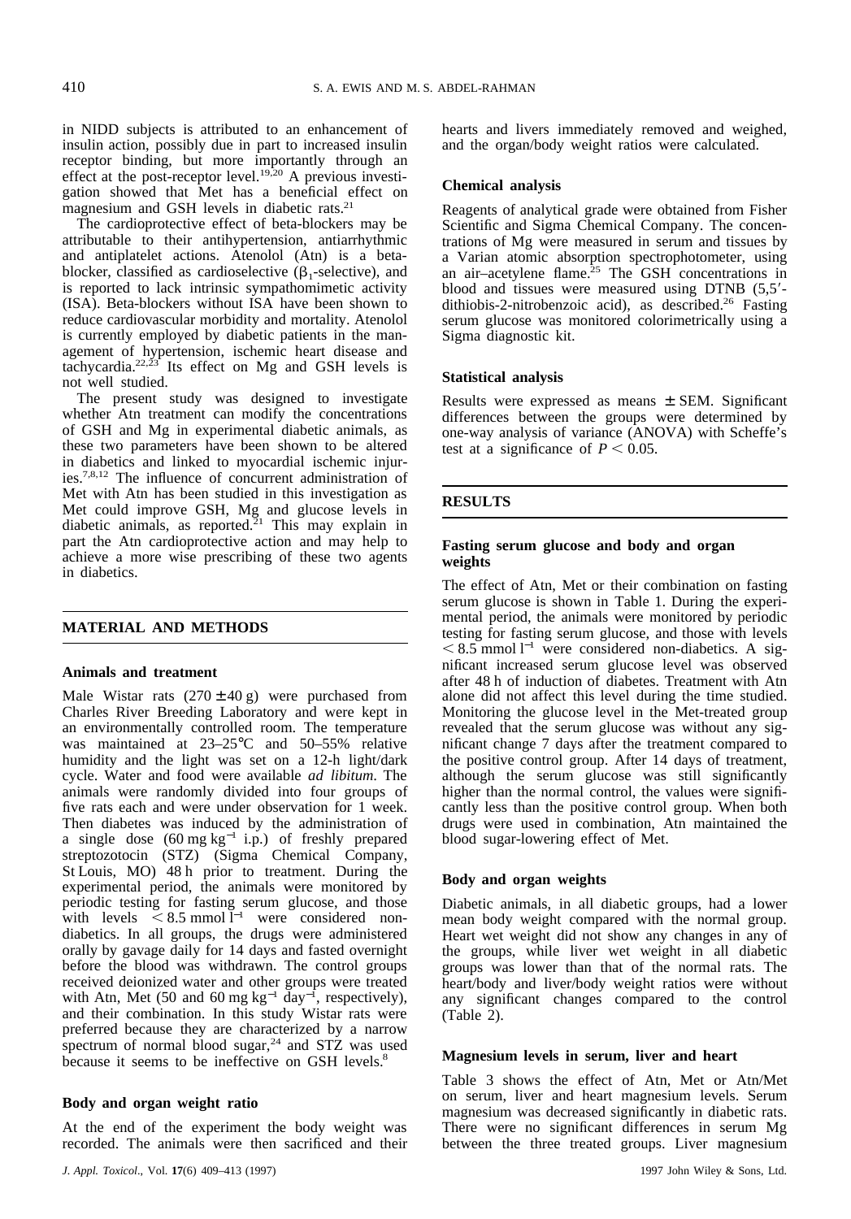in NIDD subjects is attributed to an enhancement of insulin action, possibly due in part to increased insulin receptor binding, but more importantly through an effect at the post-receptor level.[19,20] A previous investigation showed that Met has a beneficial effect on magnesium and GSH levels in diabetic rats.[21]

The cardioprotective effect of beta-blockers may be attributable to their antihypertension, antiarrhythmic and antiplatelet actions. Atenolol (Atn) is a beta-blocker, classified as cardioselective ($\beta_1$-selective), and is reported to lack intrinsic sympathomimetic activity (ISA). Beta-blockers without ISA have been shown to reduce cardiovascular morbidity and mortality. Atenolol is currently employed by diabetic patients in the management of hypertension, ischemic heart disease and tachycardia.[22,23] Its effect on Mg and GSH levels is not well studied.

The present study was designed to investigate whether Atn treatment can modify the concentrations of GSH and Mg in experimental diabetic animals, as these two parameters have been shown to be altered in diabetics and linked to myocardial ischemic injuries.[7,8,12] The influence of concurrent administration of Met with Atn has been studied in this investigation as Met could improve GSH, Mg and glucose levels in diabetic animals, as reported.[21] This may explain in part the Atn cardioprotective action and may help to achieve a more wise prescribing of these two agents in diabetics.

## MATERIAL AND METHODS

### Animals and treatment

Male Wistar rats ($270 \pm 40$ g) were purchased from Charles River Breeding Laboratory and were kept in an environmentally controlled room. The temperature was maintained at 23–25°C and 50–55% relative humidity and the light was set on a 12-h light/dark cycle. Water and food were available *ad libitum*. The animals were randomly divided into four groups of five rats each and were under observation for 1 week. Then diabetes was induced by the administration of a single dose (60 mg $kg^{-1}$ i.p.) of freshly prepared streptozotocin (STZ) (Sigma Chemical Company, St Louis, MO) 48 h prior to treatment. During the experimental period, the animals were monitored by periodic testing for fasting serum glucose, and those with levels $< 8.5$ mmol $l^{-1}$ were considered non-diabetics. In all groups, the drugs were administered orally by gavage daily for 14 days and fasted overnight before the blood was withdrawn. The control groups received deionized water and other groups were treated with Atn, Met (50 and 60 mg $kg^{-1}$ $day^{-1}$, respectively), and their combination. In this study Wistar rats were preferred because they are characterized by a narrow spectrum of normal blood sugar,[24] and STZ was used because it seems to be ineffective on GSH levels.[8]

### Body and organ weight ratio

At the end of the experiment the body weight was recorded. The animals were then sacrificed and their hearts and livers immediately removed and weighed, and the organ/body weight ratios were calculated.

### Chemical analysis

Reagents of analytical grade were obtained from Fisher Scientific and Sigma Chemical Company. The concentrations of Mg were measured in serum and tissues by a Varian atomic absorption spectrophotometer, using an air–acetylene flame.[25] The GSH concentrations in blood and tissues were measured using DTNB (5,5′-dithiobis-2-nitrobenzoic acid), as described.[26] Fasting serum glucose was monitored colorimetrically using a Sigma diagnostic kit.

### Statistical analysis

Results were expressed as means ± SEM. Significant differences between the groups were determined by one-way analysis of variance (ANOVA) with Scheffe's test at a significance of $P < 0.05$.

## RESULTS

### Fasting serum glucose and body and organ weights

The effect of Atn, Met or their combination on fasting serum glucose is shown in Table 1. During the experimental period, the animals were monitored by periodic testing for fasting serum glucose, and those with levels $< 8.5$ mmol $l^{-1}$ were considered non-diabetics. A significant increased serum glucose level was observed after 48 h of induction of diabetes. Treatment with Atn alone did not affect this level during the time studied. Monitoring the glucose level in the Met-treated group revealed that the serum glucose was without any significant change 7 days after the treatment compared to the positive control group. After 14 days of treatment, although the serum glucose was still significantly higher than the normal control, the values were significantly less than the positive control group. When both drugs were used in combination, Atn maintained the blood sugar-lowering effect of Met.

### Body and organ weights

Diabetic animals, in all diabetic groups, had a lower mean body weight compared with the normal group. Heart wet weight did not show any changes in any of the groups, while liver wet weight in all diabetic groups was lower than that of the normal rats. The heart/body and liver/body weight ratios were without any significant changes compared to the control (Table 2).

### Magnesium levels in serum, liver and heart

Table 3 shows the effect of Atn, Met or Atn/Met on serum, liver and heart magnesium levels. Serum magnesium was decreased significantly in diabetic rats. There were no significant differences in serum Mg between the three treated groups. Liver magnesium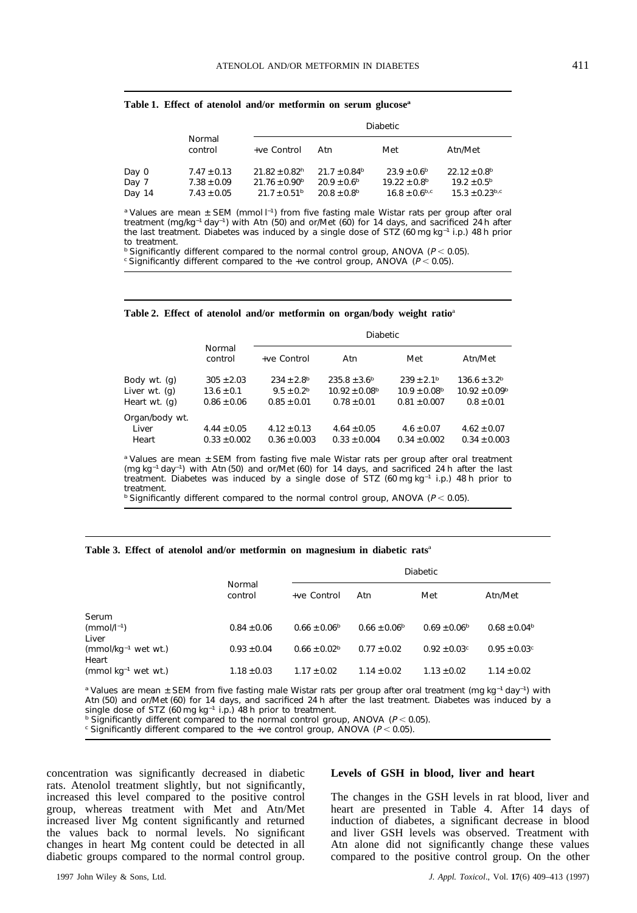**Table 1. Effect of atenolol and/or metformin on serum glucose[a]**

| | Normal control | Diabetic | | | |
|---|---|---|---|---|---|
| | | +ve Control | Atn | Met | Atn/Met |
| Day 0 | 7.47 ± 0.13 | 21.82 ± 0.82[h] | 21.7 ± 0.84[b] | 23.9 ± 0.6[b] | 22.12 ± 0.8[b] |
| Day 7 | 7.38 ± 0.09 | 21.76 ± 0.90[b] | 20.9 ± 0.6[b] | 19.22 ± 0.8[b] | 19.2 ± 0.5[b] |
| Day 14 | 7.43 ± 0.05 | 21.7 ± 0.51[b] | 20.8 ± 0.8[b] | 16.8 ± 0.6[b,c] | 15.3 ± 0.23[b,c] |

[a] Values are mean ± SEM (mmol $l^{-1}$) from five fasting male Wistar rats per group after oral treatment (mg/kg$^{-1}$ day$^{-1}$) with Atn (50) and or/Met (60) for 14 days, and sacrificed 24 h after the last treatment. Diabetes was induced by a single dose of STZ (60 mg kg$^{-1}$ i.p.) 48 h prior to treatment.
[b] Significantly different compared to the normal control group, ANOVA ($P < 0.05$).
[c] Significantly different compared to the +ve control group, ANOVA ($P < 0.05$).

**Table 2. Effect of atenolol and/or metformin on organ/body weight ratio[a]**

| | Normal control | Diabetic | | | |
|---|---|---|---|---|---|
| | | +ve Control | Atn | Met | Atn/Met |
| Body wt. (g) | 305 ± 2.03 | 234 ± 2.8[b] | 235.8 ± 3.6[b] | 239 ± 2.1[b] | 136.6 ± 3.2[b] |
| Liver wt. (g) | 13.6 ± 0.1 | 9.5 ± 0.2[b] | 10.92 ± 0.08[b] | 10.9 ± 0.08[b] | 10.92 ± 0.09[b] |
| Heart wt. (g) | 0.86 ± 0.06 | 0.85 ± 0.01 | 0.78 ± 0.01 | 0.81 ± 0.007 | 0.8 ± 0.01 |
| Organ/body wt. | | | | | |
| Liver | 4.44 ± 0.05 | 4.12 ± 0.13 | 4.64 ± 0.05 | 4.6 ± 0.07 | 4.62 ± 0.07 |
| Heart | 0.33 ± 0.002 | 0.36 ± 0.003 | 0.33 ± 0.004 | 0.34 ± 0.002 | 0.34 ± 0.003 |

[a] Values are mean ± SEM from fasting five male Wistar rats per group after oral treatment (mg kg$^{-1}$ day$^{-1}$) with Atn (50) and or/Met (60) for 14 days, and sacrificed 24 h after the last treatment. Diabetes was induced by a single dose of STZ (60 mg kg$^{-1}$ i.p.) 48 h prior to treatment.
[b] Significantly different compared to the normal control group, ANOVA ($P < 0.05$).

**Table 3. Effect of atenolol and/or metformin on magnesium in diabetic rats[a]**

| | Normal control | Diabetic | | | |
|---|---|---|---|---|---|
| | | +ve Control | Atn | Met | Atn/Met |
| Serum (mmol/l$^{-1}$) | 0.84 ± 0.06 | 0.66 ± 0.06[b] | 0.66 ± 0.06[b] | 0.69 ± 0.06[b] | 0.68 ± 0.04[b] |
| Liver (mmol/kg$^{-1}$ wet wt.) | 0.93 ± 0.04 | 0.66 ± 0.02[b] | 0.77 ± 0.02 | 0.92 ± 0.03[c] | 0.95 ± 0.03[c] |
| Heart (mmol kg$^{-1}$ wet wt.) | 1.18 ± 0.03 | 1.17 ± 0.02 | 1.14 ± 0.02 | 1.13 ± 0.02 | 1.14 ± 0.02 |

[a] Values are mean ± SEM from five fasting male Wistar rats per group after oral treatment (mg kg$^{-1}$ day$^{-1}$) with Atn (50) and or/Met (60) for 14 days, and sacrificed 24 h after the last treatment. Diabetes was induced by a single dose of STZ (60 mg kg$^{-1}$ i.p.) 48 h prior to treatment.
[b] Significantly different compared to the normal control group, ANOVA ($P < 0.05$).
[c] Significantly different compared to the +ve control group, ANOVA ($P < 0.05$).

concentration was significantly decreased in diabetic rats. Atenolol treatment slightly, but not significantly, increased this level compared to the positive control group, whereas treatment with Met and Atn/Met increased liver Mg content significantly and returned the values back to normal levels. No significant changes in heart Mg content could be detected in all diabetic groups compared to the normal control group.

### Levels of GSH in blood, liver and heart

The changes in the GSH levels in rat blood, liver and heart are presented in Table 4. After 14 days of induction of diabetes, a significant decrease in blood and liver GSH levels was observed. Treatment with Atn alone did not significantly change these values compared to the positive control group. On the other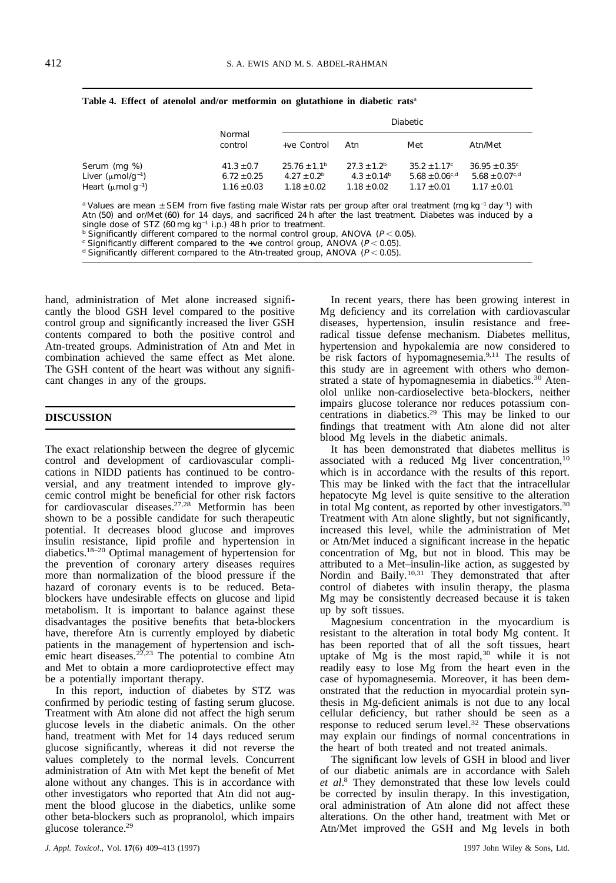**Table 4. Effect of atenolol and/or metformin on glutathione in diabetic rats**[a]

| | Normal control | Diabetic | | | |
|---|---|---|---|---|---|
| | | +ve Control | Atn | Met | Atn/Met |
| Serum (mg %) | 41.3 ± 0.7 | 25.76 ± 1.1[b] | 27.3 ± 1.2[b] | 35.2 ± 1.17[c] | 36.95 ± 0.35[c] |
| Liver (μmol/g$^{-1}$) | 6.72 ± 0.25 | 4.27 ± 0.2[b] | 4.3 ± 0.14[b] | 5.68 ± 0.06[c,d] | 5.68 ± 0.07[c,d] |
| Heart (μmol g$^{-1}$) | 1.16 ± 0.03 | 1.18 ± 0.02 | 1.18 ± 0.02 | 1.17 ± 0.01 | 1.17 ± 0.01 |

[a] Values are mean ± SEM from five fasting male Wistar rats per group after oral treatment (mg kg$^{-1}$ day$^{-1}$) with Atn (50) and or/Met (60) for 14 days, and sacrificed 24 h after the last treatment. Diabetes was induced by a single dose of STZ (60 mg kg$^{-1}$ i.p.) 48 h prior to treatment.
[b] Significantly different compared to the normal control group, ANOVA ($P < 0.05$).
[c] Significantly different compared to the +ve control group, ANOVA ($P < 0.05$).
[d] Significantly different compared to the Atn-treated group, ANOVA ($P < 0.05$).

hand, administration of Met alone increased significantly the blood GSH level compared to the positive control group and significantly increased the liver GSH contents compared to both the positive control and Atn-treated groups. Administration of Atn and Met in combination achieved the same effect as Met alone. The GSH content of the heart was without any significant changes in any of the groups.

## DISCUSSION

The exact relationship between the degree of glycemic control and development of cardiovascular complications in NIDD patients has continued to be controversial, and any treatment intended to improve glycemic control might be beneficial for other risk factors for cardiovascular diseases.[27,28] Metformin has been shown to be a possible candidate for such therapeutic potential. It decreases blood glucose and improves insulin resistance, lipid profile and hypertension in diabetics.[18–20] Optimal management of hypertension for the prevention of coronary artery diseases requires more than normalization of the blood pressure if the hazard of coronary events is to be reduced. Beta-blockers have undesirable effects on glucose and lipid metabolism. It is important to balance against these disadvantages the positive benefits that beta-blockers have, therefore Atn is currently employed by diabetic patients in the management of hypertension and ischemic heart diseases.[22,23] The potential to combine Atn and Met to obtain a more cardioprotective effect may be a potentially important therapy.

In this report, induction of diabetes by STZ was confirmed by periodic testing of fasting serum glucose. Treatment with Atn alone did not affect the high serum glucose levels in the diabetic animals. On the other hand, treatment with Met for 14 days reduced serum glucose significantly, whereas it did not reverse the values completely to the normal levels. Concurrent administration of Atn with Met kept the benefit of Met alone without any changes. This is in accordance with other investigators who reported that Atn did not augment the blood glucose in the diabetics, unlike some other beta-blockers such as propranolol, which impairs glucose tolerance.[29]

In recent years, there has been growing interest in Mg deficiency and its correlation with cardiovascular diseases, hypertension, insulin resistance and free-radical tissue defense mechanism. Diabetes mellitus, hypertension and hypokalemia are now considered to be risk factors of hypomagnesemia.[9,11] The results of this study are in agreement with others who demonstrated a state of hypomagnesemia in diabetics.[30] Atenolol unlike non-cardioselective beta-blockers, neither impairs glucose tolerance nor reduces potassium concentrations in diabetics.[29] This may be linked to our findings that treatment with Atn alone did not alter blood Mg levels in the diabetic animals.

It has been demonstrated that diabetes mellitus is associated with a reduced Mg liver concentration,[10] which is in accordance with the results of this report. This may be linked with the fact that the intracellular hepatocyte Mg level is quite sensitive to the alteration in total Mg content, as reported by other investigators.[30] Treatment with Atn alone slightly, but not significantly, increased this level, while the administration of Met or Atn/Met induced a significant increase in the hepatic concentration of Mg, but not in blood. This may be attributed to a Met–insulin-like action, as suggested by Nordin and Baily.[10,31] They demonstrated that after control of diabetes with insulin therapy, the plasma Mg may be consistently decreased because it is taken up by soft tissues.

Magnesium concentration in the myocardium is resistant to the alteration in total body Mg content. It has been reported that of all the soft tissues, heart uptake of Mg is the most rapid,[30] while it is not readily easy to lose Mg from the heart even in the case of hypomagnesemia. Moreover, it has been demonstrated that the reduction in myocardial protein synthesis in Mg-deficient animals is not due to any local cellular deficiency, but rather should be seen as a response to reduced serum level.[32] These observations may explain our findings of normal concentrations in the heart of both treated and not treated animals.

The significant low levels of GSH in blood and liver of our diabetic animals are in accordance with Saleh *et al*.[8] They demonstrated that these low levels could be corrected by insulin therapy. In this investigation, oral administration of Atn alone did not affect these alterations. On the other hand, treatment with Met or Atn/Met improved the GSH and Mg levels in both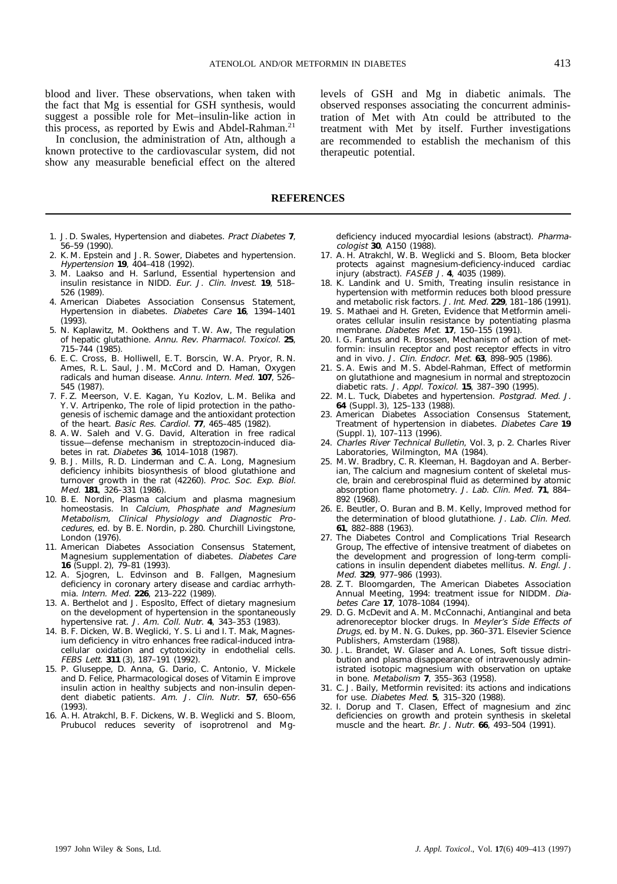blood and liver. These observations, when taken with the fact that Mg is essential for GSH synthesis, would suggest a possible role for Met–insulin-like action in this process, as reported by Ewis and Abdel-Rahman.[21]

In conclusion, the administration of Atn, although a known protective to the cardiovascular system, did not show any measurable beneficial effect on the altered levels of GSH and Mg in diabetic animals. The observed responses associating the concurrent administration of Met with Atn could be attributed to the treatment with Met by itself. Further investigations are recommended to establish the mechanism of this therapeutic potential.

## REFERENCES

1. J. D. Swales, Hypertension and diabetes. *Pract Diabetes* **7**, 56–59 (1990).
2. K. M. Epstein and J. R. Sower, Diabetes and hypertension. *Hypertension* **19**, 404–418 (1992).
3. M. Laakso and H. Sarlund, Essential hypertension and insulin resistance in NIDD. *Eur. J. Clin. Invest.* **19**, 518–526 (1989).
4. American Diabetes Association Consensus Statement, Hypertension in diabetes. *Diabetes Care* **16**, 1394–1401 (1993).
5. N. Kaplawitz, M. Ookthens and T. W. Aw, The regulation of hepatic glutathione. *Annu. Rev. Pharmacol. Toxicol.* **25**, 715–744 (1985).
6. E. C. Cross, B. Holliwell, E. T. Borscin, W. A. Pryor, R. N. Ames, R. L. Saul, J. M. McCord and D. Haman, Oxygen radicals and human disease. *Annu. Intern. Med.* **107**, 526–545 (1987).
7. F. Z. Meerson, V. E. Kagan, Yu Kozlov, L. M. Belika and Y. V. Artripenko, The role of lipid protection in the pathogenesis of ischemic damage and the antioxidant protection of the heart. *Basic Res. Cardiol.* **77**, 465–485 (1982).
8. A. W. Saleh and V. G. David, Alteration in free radical tissue—defense mechanism in streptozocin-induced diabetes in rat. *Diabetes* **36**, 1014–1018 (1987).
9. B. J. Mills, R. D. Linderman and C. A. Long, Magnesium deficiency inhibits biosynthesis of blood glutathione and turnover growth in the rat (42260). *Proc. Soc. Exp. Biol. Med.* **181**, 326–331 (1986).
10. B. E. Nordin, Plasma calcium and plasma magnesium homeostasis. In *Calcium, Phosphate and Magnesium Metabolism, Clinical Physiology and Diagnostic Procedures*, ed. by B. E. Nordin, p. 280. Churchill Livingstone, London (1976).
11. American Diabetes Association Consensus Statement, Magnesium supplementation of diabetes. *Diabetes Care* **16** (Suppl. 2), 79–81 (1993).
12. A. Sjogren, L. Edvinson and B. Fallgen, Magnesium deficiency in coronary artery disease and cardiac arrhythmia. *Intern. Med.* **226**, 213–222 (1989).
13. A. Berthelot and J. Esposlto, Effect of dietary magnesium on the development of hypertension in the spontaneously hypertensive rat. *J. Am. Coll. Nutr.* **4**, 343–353 (1983).
14. B. F. Dicken, W. B. Weglicki, Y. S. Li and I. T. Mak, Magnesium deficiency in vitro enhances free radical-induced intracellular oxidation and cytotoxicity in endothelial cells. *FEBS Lett.* **311** (3), 187–191 (1992).
15. P. Gluseppe, D. Anna, G. Dario, C. Antonio, V. Mickele and D. Felice, Pharmacological doses of Vitamin E improve insulin action in healthy subjects and non-insulin dependent diabetic patients. *Am. J. Clin. Nutr.* **57**, 650–656 (1993).
16. A. H. Atrakchl, B. F. Dickens, W. B. Weglicki and S. Bloom, Prubucol reduces severity of isoprotrenol and Mg-deficiency induced myocardial lesions (abstract). *Pharmacologist* **30**, A150 (1988).
17. A. H. Atrakchl, W. B. Weglicki and S. Bloom, Beta blocker protects against magnesium-deficiency-induced cardiac injury (abstract). *FASEB J.* **4**, 4035 (1989).
18. K. Landink and U. Smith, Treating insulin resistance in hypertension with metformin reduces both blood pressure and metabolic risk factors. *J. Int. Med.* **229**, 181–186 (1991).
19. S. Mathaei and H. Greten, Evidence that Metformin ameliorates cellular insulin resistance by potentiating plasma membrane. *Diabetes Met.* **17**, 150–155 (1991).
20. I. G. Fantus and R. Brossen, Mechanism of action of metformin: insulin receptor and post receptor effects in vitro and in vivo. *J. Clin. Endocr. Met.* **63**, 898–905 (1986).
21. S. A. Ewis and M. S. Abdel-Rahman, Effect of metformin on glutathione and magnesium in normal and streptozocin diabetic rats. *J. Appl. Toxicol.* **15**, 387–390 (1995).
22. M. L. Tuck, Diabetes and hypertension. *Postgrad. Med. J.* **64** (Suppl. 3), 125–133 (1988).
23. American Diabetes Association Consensus Statement, Treatment of hypertension in diabetes. *Diabetes Care* **19** (Suppl. 1), 107–113 (1996).
24. *Charles River Technical Bulletin*, Vol. 3, p. 2. Charles River Laboratories, Wilmington, MA (1984).
25. M. W. Bradbry, C. R. Kleeman, H. Bagdoyan and A. Berberian, The calcium and magnesium content of skeletal muscle, brain and cerebrospinal fluid as determined by atomic absorption flame photometry. *J. Lab. Clin. Med.* **71**, 884–892 (1968).
26. E. Beutler, O. Buran and B. M. Kelly, Improved method for the determination of blood glutathione. *J. Lab. Clin. Med.* **61**, 882–888 (1963).
27. The Diabetes Control and Complications Trial Research Group, The effective of intensive treatment of diabetes on the development and progression of long-term complications in insulin dependent diabetes mellitus. *N. Engl. J. Med.* **329**, 977–986 (1993).
28. Z. T. Bloomgarden, The American Diabetes Association Annual Meeting, 1994: treatment issue for NIDDM. *Diabetes Care* **17**, 1078–1084 (1994).
29. D. G. McDevit and A. M. McConnachi, Antianginal and beta adrenoreceptor blocker drugs. In *Meyler's Side Effects of Drugs*, ed. by M. N. G. Dukes, pp. 360–371. Elsevier Science Publishers, Amsterdam (1988).
30. J. L. Brandet, W. Glaser and A. Lones, Soft tissue distribution and plasma disappearance of intravenously administrated isotopic magnesium with observation on uptake in bone. *Metabolism* **7**, 355–363 (1958).
31. C. J. Baily, Metformin revisited: its actions and indications for use. *Diabetes Med.* **5**, 315–320 (1988).
32. I. Dorup and T. Clasen, Effect of magnesium and zinc deficiencies on growth and protein synthesis in skeletal muscle and the heart. *Br. J. Nutr.* **66**, 493–504 (1991).